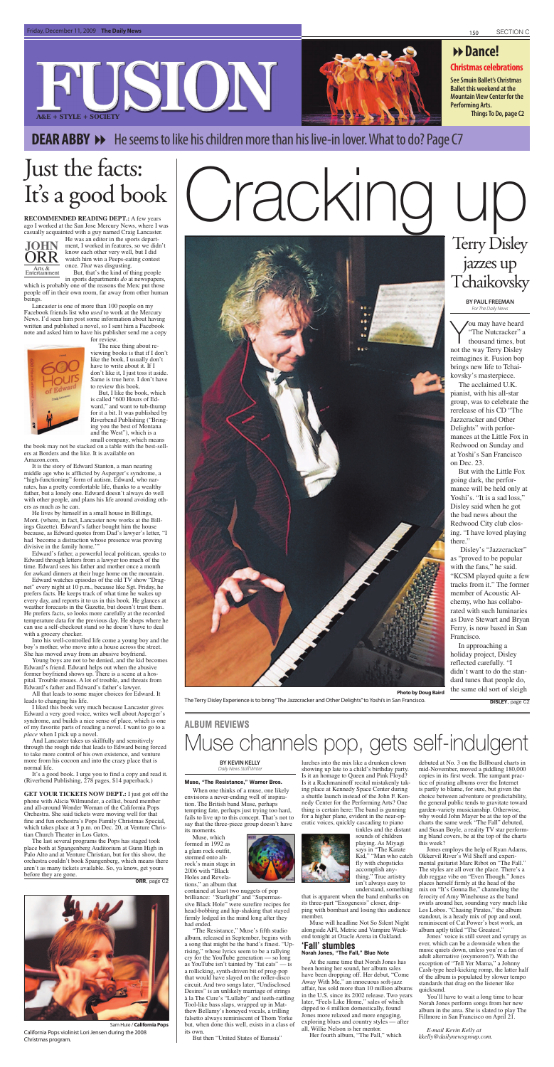# FUSION

A&E + STYLE + SOCIETY

**Dance!**

**Christmas celebrations**

See Smuin Ballet's Christmas Ballet this weekend at the Mountain View Center for the Performing Arts.

Things To Do, page C2

**DEAR ABBY** He seems to like his children more than his live-in lover. What to do? Page C7

# Just the facts: It's a good book

**JOHN ORR**

Arts & Entertainment

**RECOMMENDED READING DEPT.:** A few years ago I worked at the San Jose Mercury News, where I was casually acquainted with a guy named Craig Lancaster.

He was an editor in the sports department, I worked in features, so we didn't know each other very well, but I did watch him win a Peeps-eating contest once. *That* was disgusting.

But, that's the kind of thing people in sports departments *do* at newspapers, which is probably one of the reasons the Merc put those people off in their own room, far away from other human beings.

Lancaster is one of more than 100 people on my Facebook friends list who *used* to work at the Mercury News. I'd seen him post some information about having written and published a novel, so I sent him a Facebook note and asked him to have his publisher send me a copy for review.

The nice thing about reviewing books is that if I don't like the book, I usually don't have to write about it. If I don't like it, I just toss it aside. Same is true here. I don't have to review this book.

But, I like the book, which is called "600 Hours of Edward," and want to tub-thump for it a bit. It was published by Riverbend Publishing ("Bringing you the best of Montana and the West"), which is a small company, which means the book may not be stacked on a table with the best-sellers at Borders and the like. It is available on Amazon.com.

It is the story of Edward Stanton, a man nearing middle age who is afflicted by Asperger's syndrome, a "high-functioning" form of autism. Edward, who narrates, has a pretty comfortable life, thanks to a wealthy father, but a lonely one. Edward doesn't always do well with other people, and plans his life around avoiding others as much as he can.

He lives by himself in a small house in Billings, Mont. (where, in fact, Lancaster now works at the Billings Gazette). Edward's father bought him the house because, as Edward quotes from Dad's lawyer's letter, "I had 'become a distraction whose presence was proving divisive in the family home.'"

Edward's father, a powerful local politican, speaks to Edward through letters from a lawyer too much of the time. Edward sees his father and mother once a month for awkard dinners at their huge home on the mountain.

Edward watches episodes of the old TV show "Dragnet" every night at 10 p.m., because like Sgt. Friday, he prefers facts. He keeps track of what time he wakes up every day, and reports it to us in this book. He glances at weather forecasts in the Gazette, but doesn't trust them. He prefers facts, so looks more carefully at the recorded temperature data for the previous day. He shops where he can use a self-checkout stand so he doesn't have to deal with a grocery checker.

Into his well-controlled life come a young boy and the boy's mother, who move into a house across the street. She has moved away from an abusive boyfriend.

Young boys are not to be denied, and the kid becomes Edward's friend. Edward helps out when the abusive former boyfriend shows up. There is a scene at a hospital. Trouble ensues. A lot of trouble, and threats from Edward's father and Edward's father's lawyer.

All that leads to some major choices for Edward. It leads to changing his life.

I liked this book very much because Lancaster gives Edward a very good voice, writes well about Asperger's syndrome, and builds a nice sense of place, which is one of my favorite parts of reading a novel. I want to go to a *place* when I pick up a novel.

And Lancaster takes us skillfully and sensitively through the rough ride that leads to Edward being forced to take more control of his own existence, and venture more from his cocoon and into the crazy place that is normal life.

It's a good book. I urge you to find a copy and read it. (Riverbend Publishing, 278 pages, $14 paperback.)

**GET YOUR TICKETS NOW DEPT.:** I just got off the phone with Alicia Wilmunder, a cellist, board member and all-around Wonder Woman of the California Pops Orchestra. She said tickets were moving well for that fine and fun orchestra's Pops Family Christmas Special, which takes place at 3 p.m. on Dec. 20, at Venture Christian Church Theater in Los Gatos.

The last several programs the Pops has staged took place both at Spangenberg Auditorium at Gunn High in Palo Alto and at Venture Christian, but for this show, the orchestra couldn't book Spangenberg, which means there aren't as many tickets available. So, ya know, get yours before they are gone.

**ORR**, page C2

Sam Huie / **California Pops**

California Pops violinist Lori Jensen during the 2008 Christmas program.

# Cracking up

## Terry Disley jazzes up Tchaikovsky

**BY PAUL FREEMAN**

*For The Daily News*

You may have heard "The Nutcracker" a thousand times, but not the way Terry Disley reimagines it. Fusion pop brings new life to Tchaikovsky's masterpiece.

The acclaimed U.K. pianist, with his all-star group, was to celebrate the rerelease of his CD "The Jazzcracker and Other Delights" with performances at the Little Fox in Redwood on Sunday and at Yoshi's San Francisco on Dec. 23.

But with the Little Fox going dark, the performance will be held only at Yoshi's. "It is a sad loss," Disley said when he got the bad news about the Redwood City club closing. "I have loved playing there."

Disley's "Jazzcracker" as "proved to be popular with the fans," he said. "KCSM played quite a few tracks from it." The former member of Acoustic Alchemy, who has collaborated with such luminaries as Dave Stewart and Bryan Ferry, is now based in San Francisco.

In approaching a holiday project, Disley reflected carefully. "I didn't want to do the standard tunes that people do, the same old sort of sleigh

**DISLEY**, page C2

**Photo by Doug Baird**

The Terry Disley Experience is to bring "The Jazzcracker and Other Delights" to Yoshi's in San Francisco.

## ALBUM REVIEWS

# Muse channels pop, gets self-indulgent

**BY KEVIN KELLY**

*Daily News Staff Writer*

**Muse, "The Resistance," Warner Bros.**

When one thinks of a muse, one likely envisions a never-ending well of inspiration. The British band Muse, perhaps tempting fate, perhaps just trying too hard, fails to live up to this concept. That's not to say that the three-piece group doesn't have its moments.

Muse, which formed in 1992 as a glam rock outfit, stormed onto alt-rock's main stage in 2006 with "Black Holes and Revelations," an album that contained at least two nuggets of pop brilliance: "Starlight" and "Supermassive Black Hole" were surefire recipes for head-bobbing and hip-shaking that stayed firmly lodged in the mind long after they had ended.

"The Resistance," Muse's fifth studio album, released in September, begins with a song that might be the band's finest. "Uprising," whose lyrics seem to be a rallying cry for the YouTube generation — so long as YouTube isn't tainted by "fat cats" — is a rollicking, synth-driven bit of prog-pop that would have slayed on the roller-disco circuit. And two songs later, "Undisclosed Desires" is an unlikely marriage of strings à la The Cure's "Lullaby" and teeth-rattling Tool-like bass slaps, wrapped up in Matthew Bellamy's honeyed vocals, a trilling falsetto always reminiscent of Thom Yorke but, when done this well, exists in a class of its own.

But then "United States of Eurasia" lurches into the mix like a drunken clown showing up late to a child's birthday party. Is it an homage to Queen and Pink Floyd? Is it a Rachmaninoff recital mistakenly taking place at Kennedy Space Center during a shuttle launch instead of the John F. Kennedy Center for the Performing Arts? One thing is certain here: The band is gunning for a higher plane, evident in the near-operatic voices, quickly cascading to piano tinkles and the distant sounds of children playing. As Miyagi says in "The Karate Kid," "Man who catch fly with chopsticks accomplish anything." True artistry isn't always easy to understand, something that is apparent when the band embarks on its three-part "Exogenesis" closer, dripping with bombast and losing this audience member.

Muse will headline Not So Silent Night alongside AFI, Metric and Vampire Weekend tonight at Oracle Arena in Oakland.

### 'Fall' stumbles

**Norah Jones, "The Fall," Blue Note**

At the same time that Norah Jones has been honing her sound, her album sales have been dropping off. Her debut, "Come Away With Me," an innocuous soft-jazz affair, has sold more than 10 million albums in the U.S. since its 2002 release. Two years later, "Feels Like Home," sales of which dipped to 4 million domestically, found Jones more relaxed and more engaging, exploring blues and country styles — after all, Willie Nelson is her mentor.

Her fourth album, "The Fall," which debuted at No. 3 on the Billboard charts in mid-November, moved a piddling 180,000 copies in its first week. The rampant practice of pirating albums over the Internet is partly to blame, for sure, but given the choice between adventure or predictability, the general public tends to gravitate toward garden-variety musicianship. Otherwise, why would John Mayer be at the top of the charts the same week "The Fall" debuted, and Susan Boyle, a reality TV star performing bland covers, be at the top of the charts this week?

Jones employs the help of Ryan Adams, Okkervil River's Wil Sheff and experimental guitarist Marc Ribot on "The Fall." The styles are all over the place. There's a dub reggae vibe on "Even Though." Jones places herself firmly at the head of the mix on "It's Gonna Be," channeling the ferocity of Amy Winehouse as the band swirls around her, sounding very much like Los Lobos. "Chasing Pirates," the album standout, is a heady mix of pop and soul, reminiscent of Cat Power's best work, an album aptly titled "The Greatest."

Jones' voice is still sweet and syrupy as ever, which can be a downside when the music quiets down, unless you're a fan of adult alternative (oxymoron?). With the exception of "Tell Yer Mama," a Johnny Cash-type heel-kicking romp, the latter half of the album is populated by slower tempo standards that drag on the listener like quicksand.

You'll have to wait a long time to hear Norah Jones perform songs from her new album in the area. She is slated to play The Fillmore in San Francisco on April 21.

*E-mail Kevin Kelly at kkelly@dailynewsgroup.com.*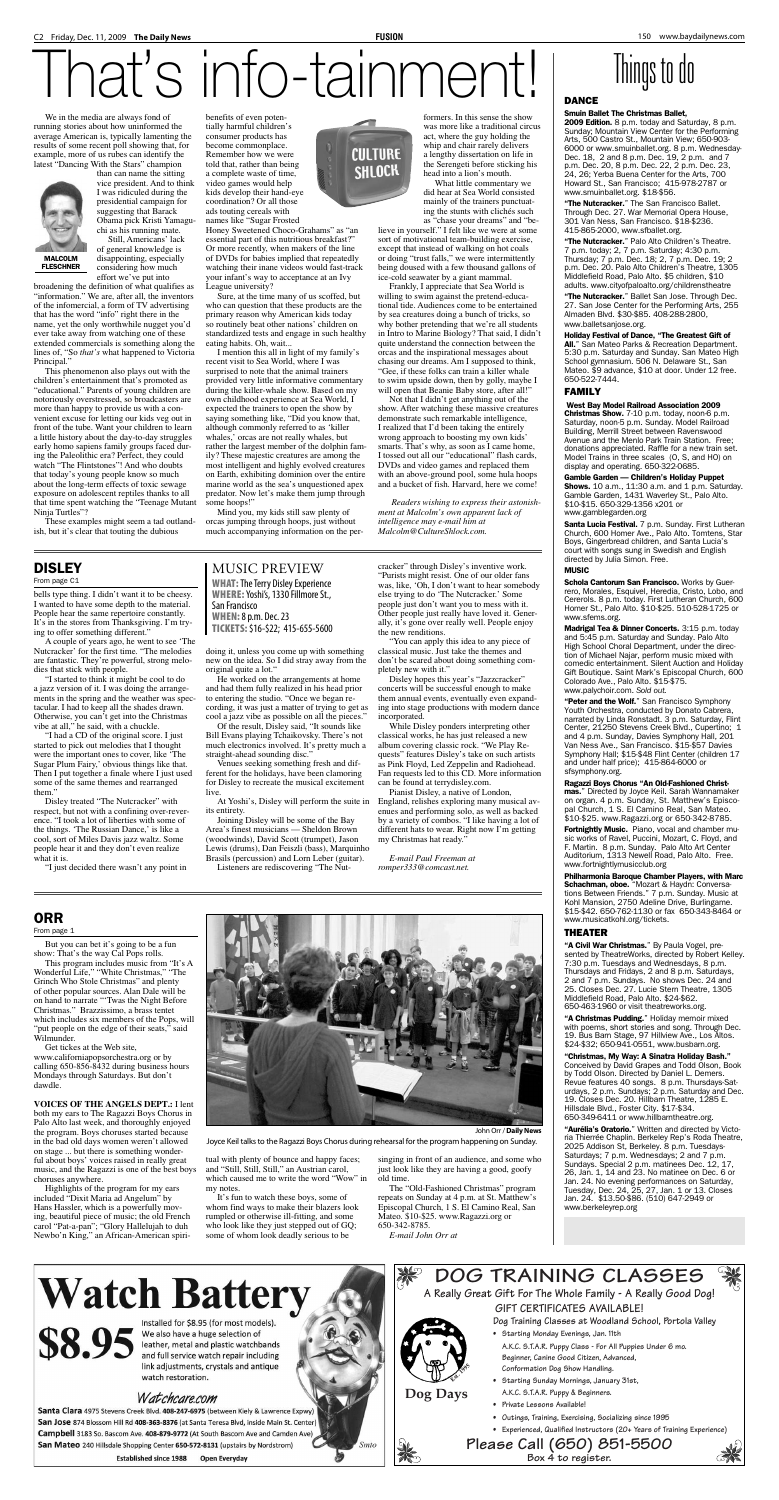# That's info-tainment!

## CULTURE SHLOCK

**MALCOLM FLESCHNER**

We in the media are always fond of running stories about how uninformed the average American is, typically lamenting the results of some recent poll showing that, for example, more of us rubes can identify the latest "Dancing With the Stars" champion than can name the sitting vice president. And to think I was ridiculed during the presidential campaign for suggesting that Barack Obama pick Kristi Yamaguchi as his running mate.

Still, Americans' lack of general knowledge is disappointing, especially considering how much effort we've put into broadening the definition of what qualifies as "information." We are, after all, the inventors of the infomercial, a form of TV advertising that has the word "info" right there in the name, yet the only worthwhile nugget you'd ever take away from watching one of these extended commercials is something along the lines of, "So *that's* what happened to Victoria Principal."

This phenomenon also plays out with the children's entertainment that's promoted as "educational." Parents of young children are notoriously overstressed, so broadcasters are more than happy to provide us with a convenient excuse for letting our kids veg out in front of the tube. Want your children to learn a little history about the day-to-day struggles early homo sapiens family groups faced during the Paleolithic era? Perfect, they could watch "The Flintstones"! And who doubts that today's young people know so much about the long-term effects of toxic sewage exposure on adolescent reptiles thanks to all that time spent watching the "Teenage Mutant Ninja Turtles"?

These examples might seem a tad outlandish, but it's clear that touting the dubious benefits of even potentially harmful children's consumer products has become commonplace. Remember how we were told that, rather than being a complete waste of time, video games would help kids develop their hand-eye coordination? Or all those ads touting cereals with names like "Sugar Frosted Honey Sweetened Choco-Grahams" as "an essential part of this nutritious breakfast?" Or more recently, when makers of the line of DVDs for babies implied that repeatedly watching their inane videos would fast-track your infant's way to acceptance at an Ivy League university?

Sure, at the time many of us scoffed, but who can question that these products are the primary reason why American kids today so routinely beat other nations' children on standardized tests and engage in such healthy eating habits. Oh, wait...

I mention this all in light of my family's recent visit to Sea World, where I was surprised to note that the animal trainers provided very little informative commentary during the killer-whale show. Based on my own childhood experience at Sea World, I expected the trainers to open the show by saying something like, "Did you know that, although commonly referred to as 'killer whales,' orcas are not really whales, but rather the largest member of the dolphin family? These majestic creatures are among the most intelligent and highly evolved creatures on Earth, exhibiting dominion over the entire marine world as the sea's unquestioned apex predator. Now let's make them jump through some hoops!"

Mind you, my kids still saw plenty of orcas jumping through hoops, just without much accompanying information on the performers. In these series the show was more like a traditional circus act, where the guy holding the whip and chair rarely delivers a lengthy dissertation on life in the Serengeti before sticking his head into a lion's mouth.

What little commentary we did hear at Sea World consisted mainly of the trainers punctuating the stunts with clichés such as "chase your dreams" and "believe in yourself." I felt like we were at some sort of motivational team-building exercise, except that instead of walking on hot coals or doing "trust falls," we were intermittently being doused with a few thousand gallons of ice-cold seawater by a giant mammal.

Frankly, I appreciate that Sea World is willing to swim against the pretend-educational tide. Audiences come to be entertained by sea creatures doing a bunch of tricks, so why bother pretending that we're all students in Intro to Marine Biology? That said, I didn't quite understand the connection between the orcas and the inspirational messages about chasing our dreams. Am I supposed to think, "Gee, if these folks can train a killer whale to swim upside down, then by golly, maybe I will open that Beanie Baby store, after all!"

Not that I didn't get anything out of the show. After watching these massive creatures demonstrate such remarkable intelligence, I realized that I'd been taking the entirely wrong approach to boosting my own kids' smarts. That's why, as soon as I came home, I tossed out all our "educational" flash cards, DVDs and video games and replaced them with an above-ground pool, some hula hoops and a bucket of fish. Harvard, here we come!

*Readers wishing to express their astonishment at Malcolm's own apparent lack of intelligence may e-mail him at Malcolm@CultureShlock.com.*

## DISLEY

From page C1

bells type thing. I didn't want it to be cheesy. I wanted to have some depth to the material. People hear the same repertoire constantly. It's in the stores from Thanksgiving. I'm trying to offer something different."

A couple of years ago, he went to see 'The Nutcracker' for the first time. "The melodies are fantastic. They're powerful, strong melodies that stick with people.

"I started to think it might be cool to do a jazz version of it. I was doing the arrangements in the spring and the weather was spectacular. I had to keep all the shades drawn. Otherwise, you can't get into the Christmas vibe at all," he said, with a chuckle.

"I had a CD of the original score. I just started to pick out melodies that I thought were the important ones to cover, like 'The Sugar Plum Fairy,' obvious things like that. Then I put together a finale where I just used some of the same themes and rearranged them."

Disley treated "The Nutcracker" with respect, but not with a confining over-reverence. "I took a lot of liberties with some of the things. 'The Russian Dance,' is like a cool, sort of Miles Davis jazz waltz. Some people hear it and they don't even realize what it is.

"I just decided there wasn't any point in doing it, unless you come up with something new on the idea. So I did stray away from the original quite a lot."

He worked on the arrangements at home and had them fully realized in his head prior to entering the studio. "Once we began recording, it was just a matter of trying to get as cool a jazz vibe as possible on all the pieces."

Of the result, Disley said, "It sounds like Bill Evans playing Tchaikovsky. There's not much electronics involved. It's pretty much a straight-ahead sounding disc."

Venues seeking something fresh and different for the holidays, have been clamoring for Disley to recreate the musical excitement live.

At Yoshi's, Disley will perform the suite in its entirety.

Joining Disley will be some of the Bay Area's finest musicians — Sheldon Brown (woodwinds), David Scott (trumpet), Jason Lewis (drums), Dan Feiszli (bass), Marquinho Brasils (percussion) and Lorn Leber (guitar).

Listeners are rediscovering "The Nutcracker" through Disley's inventive work. "Purists might resist. One of our older fans was, like, 'Oh, I don't want to hear somebody else trying to do 'The Nutcracker.' Some people just don't want you to mess with it. Other people just really have loved it. Generally, it's gone over really well. People enjoy the new renditions.

"You can apply this idea to any piece of classical music. Just take the themes and don't be scared about doing something completely new with it."

Disley hopes this year's "Jazzcracker" concerts will be successful enough to make them annual events, eventually even expanding into stage productions with modern dance incorporated.

While Disley ponders interpreting other classical works, he has just released a new album covering classic rock. "We Play Requests" features Disley's take on such artists as Pink Floyd, Led Zeppelin and Radiohead. Fan requests led to this CD. More information can be found at terrydisley.com.

Pianist Disley, a native of London, England, relishes exploring many musical avenues and performing solo, as well as backed by a variety of combos. "I like having a lot of different hats to wear. Right now I'm getting my Christmas hat ready."

*E-mail Paul Freeman at romper333@comcast.net.*

### MUSIC PREVIEW

**WHAT:** The Terry Disley Experience
**WHERE:** Yoshi's, 1330 Fillmore St., San Francisco
**WHEN:** 8 p.m. Dec. 23
**TICKETS:** $16-$22; 415-655-5600

## ORR

From page 1

But you can bet it's going to be a fun show: That's the way Cal Pops rolls.

This program includes music from "It's A Wonderful Life," "White Christmas," "The Grinch Who Stole Christmas" and plenty of other popular sources. Alan Dale will be on hand to narrate "'Twas the Night Before Christmas." Brazzissimo, a brass tentet which includes six members of the Pops, will "put people on the edge of their seats," said Wilmunder.

Get tickets at the Web site, www.californiapopsorchestra.org or by calling 650-856-8432 during business hours Mondays through Saturdays. But don't dawdle.

**VOICES OF THE ANGELS DEPT.:** I lent both my ears to The Ragazzi Boys Chorus in Palo Alto last week, and thoroughly enjoyed the program. Boys choruses started because in the bad old days women weren't allowed on stage ... but there is something wonderful about boys' voices raised in really great music, and the Ragazzi is one of the best boys choruses anywhere.

Highlights of the program for my ears included "Dixit Maria ad Angelum" by Hans Hassler, which is a powerfully moving, beautiful piece of music; the old French carol "Pat-a-pan"; "Glory Hallelujah to duh Newbo'n King," an African-American spiritual with plenty of bounce and happy faces; and "Still, Still, Still," an Austrian carol, which caused me to write the word "Wow" in my notes.

It's fun to watch these boys, some of whom find ways to make their blazers look rumpled or otherwise ill-fitting, and some who look like they just stepped out of GQ; some of whom look deadly serious to be singing in front of an audience, and some who just look like they are having a good, goofy old time.

The "Old-Fashioned Christmas" program repeats on Sunday at 4 p.m. at St. Matthew's Episcopal Church, 1 S. El Camino Real, San Mateo. $10-$25. www.Ragazzi.org or 650-342-8785.

*E-mail John Orr at*

John Orr / **Daily News**

Joyce Keil talks to the Ragazzi Boys Chorus during rehearsal for the program happening on Sunday.

# Things to do

### DANCE

**Smuin Ballet The Christmas Ballet. 2009 Edition.** 8 p.m. today and Saturday, 8 p.m. Sunday; Mountain View Center for the Performing Arts, 500 Castro St., Mountain View; 650-903-6000 or www.smuinballet.org. 8 p.m. Wednesday-Dec. 18, 2 and 8 p.m. Dec. 19, 2 p.m. and 7 p.m. Dec. 20, 8 p.m. Dec. 22, 2 p.m. Dec. 23, 24, 26; Yerba Buena Center for the Arts, 700 Howard St., San Francisco; 415-978-2787 or www.smuinballet.org. $18-$56.

**"The Nutcracker."** The San Francisco Ballet. Through Dec. 27. War Memorial Opera House, 301 Van Ness, San Francisco. $18-$236. 415-865-2000, www.sfballet.org.

**"The Nutcracker."** Palo Alto Children's Theatre. 7 p.m. today; 2, 7 p.m. Saturday; 4:30 p.m. Thursday; 7 p.m. Dec. 18; 2, 7 p.m. Dec. 19; 2 p.m. Dec. 20. Palo Alto Children's Theatre, 1305 Middlefield Road, Palo Alto. $5 children, $10 adults. www.cityofpaloalto.org/childrenstheatre

**"The Nutcracker."** Ballet San Jose. Through Dec. 27. San Jose Center for the Performing Arts, 255 Almaden Blvd. $30-$85. 408-288-2800, www.balletsanjose.org.

**Holiday Festival of Dance, "The Greatest Gift of All."** San Mateo Parks & Recreation Department. 5:30 p.m. Saturday and Sunday. San Mateo High School gymnasium, 506 N. Delaware St., San Mateo. $9 advance, $10 at door. Under 12 free. 650-522-7444.

### FAMILY

**West Bay Model Railroad Association 2009 Christmas Show.** 7-10 p.m. today, noon-6 p.m. Saturday, noon-5 p.m. Sunday. Model Railroad Building, Merrill Street between Ravenswood Avenue and the Menlo Park Train Station. Free; donations appreciated. Raffle for a new train set. Model Trains in three scales (O, S, and HO) on display and operating. 650-322-0685.

**Gamble Garden — Children's Holiday Puppet Shows.** 10 a.m., 11:30 a.m. and 1 p.m. Saturday. Gamble Garden, 1431 Waverley St., Palo Alto. $10-$15. 650-329-1356 x201 or www.gamblegarden.org

**Santa Lucia Festival.** 7 p.m. Sunday. First Lutheran Church, 600 Homer Ave., Palo Alto. Tomtens, Star Boys, Gingerbread children, and Santa Lucia's court with songs sung in Swedish and English directed by Julia Simon. Free.

### MUSIC

**Schola Cantorum San Francisco.** Works by Guerrero, Morales, Esquivel, Heredia, Cristo, Lobo, and Cererols. 8 p.m. today, First Lutheran Church, 600 Homer St., Palo Alto. $10-$25. 510-528-1725 or www.sfems.org.

**Madrigal Tea & Dinner Concerts.** 3:15 p.m. today and 5:45 p.m. Saturday and Sunday. Palo Alto High School Choral Department, under the direction of Michael Najar, perform music linked with comedic entertainment. Silent Auction and Holiday Gift Boutique. Saint Mark's Episcopal Church, 600 Colorado Ave., Palo Alto. $15-$75. www.palychoir.com. *Sold out.*

**"Peter and the Wolf."** San Francisco Symphony Youth Orchestra, conducted by Donato Cabrera, narrated by Linda Ronstadt. 3 p.m. Saturday, Flint Center, 21250 Stevens Creek Blvd., Cupertino; 1 and 4 p.m. Sunday, Davies Symphony Hall, 201 Van Ness Ave., San Francisco. $15-$57 Davies Symphony Hall; $15-$48 Flint Center (children 17 and under half price); 415-864-6000 or sfsymphony.org.

**Ragazzi Boys Chorus "An Old-Fashioned Christmas."** Directed by Joyce Keil. Sarah Wannamaker on organ. 4 p.m. Sunday, St. Matthew's Episcopal Church, 1 S. El Camino Real, San Mateo. $10-$25. www.Ragazzi.org or 650-342-8785.

**Fortnightly Music.** Piano, vocal and chamber music works of Ravel, Puccini, Mozart, C. Floyd, and F. Martin. 8 p.m. Sunday. Palo Alto Art Center Auditorium, 1313 Newell Road, Palo Alto. Free. www.fortnightlymusicclub.org

**Philharmonia Baroque Chamber Players, with Marc Schachman, oboe.** "Mozart & Haydn: Conversations Between Friends." 7 p.m. Sunday. Music at Kohl Mansion, 2750 Adeline Drive, Burlingame. $15-$42. 650-762-1130 or fax 650-343-8464 or www.musicatkohl.org/tickets.

### THEATER

**"A Civil War Christmas."** By Paula Vogel, presented by TheatreWorks, directed by Robert Kelley. 7:30 p.m. Tuesdays and Wednesdays, 8 p.m. Thursdays and Fridays, 2 and 8 p.m. Saturdays, 2 and 7 p.m. Sundays. No shows Dec. 24 and 25. Closes Dec. 27. Lucie Stern Theatre, 1305 Middlefield Road, Palo Alto. $24-$62. 650-463-1960 or visit theatreworks.org.

**"A Christmas Pudding."** Holiday memoir mixed with poems, short stories and song. Through Dec. 19. Bus Barn Stage, 97 Hillview Ave., Los Altos. $24-$32; 650-941-0551, www.busbarn.org.

**"Christmas, My Way: A Sinatra Holiday Bash."** Conceived by David Grapes and Todd Olson, Book by Todd Olson. Directed by Daniel L. Demers. Revue features 40 songs. 8 p.m. Thursdays-Saturdays, 2 p.m. Sundays; 2 p.m. Saturday and Dec. 19. Closes Dec. 20. Hillbarn Theatre, 1285 E. Hillsdale Blvd., Foster City. $17-$34. 650-349-6411 or www.hillbarntheatre.org.

**"Aurélia's Oratorio."** Written and directed by Victoria Thierrée Chaplin. Berkeley Rep's Roda Theatre, 2025 Addison St, Berkeley. 8 p.m. Tuesdays-Saturdays; 7 p.m. Wednesdays; 2 and 7 p.m. Sundays. Special 2 p.m. matinees Dec. 12, 17, 26, Jan. 1, 14 and 23. No matinee on Dec. 6 or Jan. 24. No evening performances on Saturday, Tuesday, Dec. 24, 25, 27, Jan. 1 or 13. Closes Jan. 24. $13.50-$86. (510) 647-2949 or www.berkeleyrep.org

# Watch Battery

**$8.95** Installed for $8.95 (for most models). We also have a huge selection of leather, metal and plastic watchbands and full service watch repair including link adjustments, crystals and antique watch restoration.

*Watchcare.com*

**Santa Clara** 4975 Stevens Creek Blvd. **408-247-6975** (between Kiely & Lawrence Expwy)
**San Jose** 874 Blossom Hill Rd **408-363-8376** (at Santa Teresa Blvd, inside Main St. Center)
**Campbell** 3183 So. Bascom Ave. **408-879-9772** (At South Bascom Ave and Camden Ave)
**San Mateo** 240 Hillsdale Shopping Center **650-572-8131** (upstairs by Nordstrom)

**Established since 1988 Open Everyday**

# DOG TRAINING CLASSES

A Really Great Gift For The Whole Family - A Really Good Dog!

GIFT CERTIFICATES AVAILABLE!

Dog Training Classes at Woodland School, Portola Valley

- Starting Monday Evenings, Jan. 11th
  A.K.C. S.T.A.R. Puppy Class - For All Puppies Under 6 mo.
  Beginner, Canine Good Citizen, Advanced, Conformation Dog Show Handling.
- Starting Sunday Mornings, January 31st,
  A.K.C. S.T.A.R. Puppy & Beginners.
- Private Lessons Available!
- Outings, Training, Exercising, Socializing since 1995
- Experienced, Qualified Instructors (20+ Years of Training Experience)

**Dog Days**

**Please Call (650) 851-5500**
Box 4 to register.